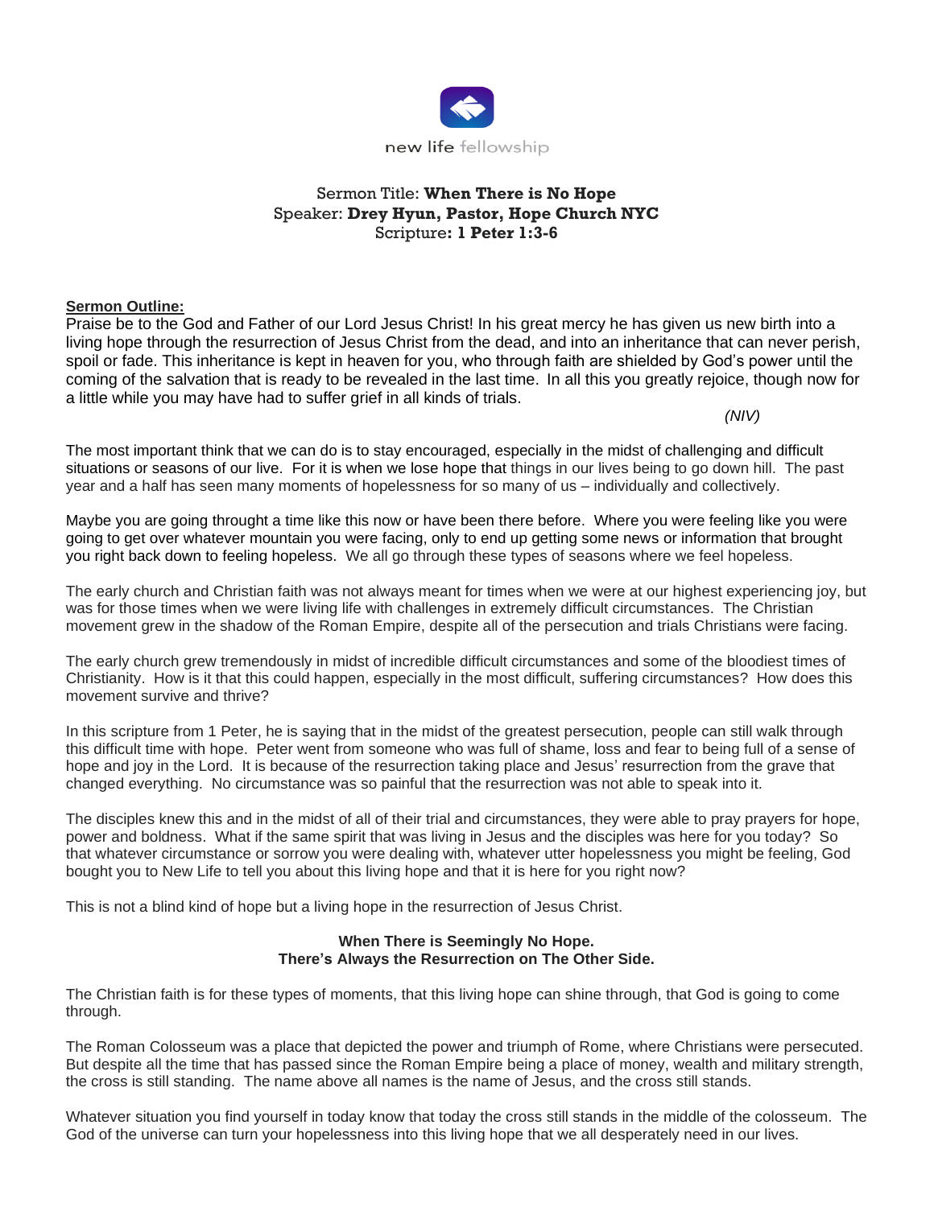new life fellowship

Sermon Title: **When There is No Hope**
Speaker: **Drey Hyun, Pastor, Hope Church NYC**
Scripture**: 1 Peter 1:3-6**

**Sermon Outline:**

Praise be to the God and Father of our Lord Jesus Christ! In his great mercy he has given us new birth into a living hope through the resurrection of Jesus Christ from the dead, and into an inheritance that can never perish, spoil or fade. This inheritance is kept in heaven for you, who through faith are shielded by God's power until the coming of the salvation that is ready to be revealed in the last time. In all this you greatly rejoice, though now for a little while you may have had to suffer grief in all kinds of trials.

*(NIV)*

The most important think that we can do is to stay encouraged, especially in the midst of challenging and difficult situations or seasons of our live. For it is when we lose hope that things in our lives being to go down hill. The past year and a half has seen many moments of hopelessness for so many of us – individually and collectively.

Maybe you are going throught a time like this now or have been there before. Where you were feeling like you were going to get over whatever mountain you were facing, only to end up getting some news or information that brought you right back down to feeling hopeless. We all go through these types of seasons where we feel hopeless.

The early church and Christian faith was not always meant for times when we were at our highest experiencing joy, but was for those times when we were living life with challenges in extremely difficult circumstances. The Christian movement grew in the shadow of the Roman Empire, despite all of the persecution and trials Christians were facing.

The early church grew tremendously in midst of incredible difficult circumstances and some of the bloodiest times of Christianity. How is it that this could happen, especially in the most difficult, suffering circumstances? How does this movement survive and thrive?

In this scripture from 1 Peter, he is saying that in the midst of the greatest persecution, people can still walk through this difficult time with hope. Peter went from someone who was full of shame, loss and fear to being full of a sense of hope and joy in the Lord. It is because of the resurrection taking place and Jesus' resurrection from the grave that changed everything. No circumstance was so painful that the resurrection was not able to speak into it.

The disciples knew this and in the midst of all of their trial and circumstances, they were able to pray prayers for hope, power and boldness. What if the same spirit that was living in Jesus and the disciples was here for you today? So that whatever circumstance or sorrow you were dealing with, whatever utter hopelessness you might be feeling, God bought you to New Life to tell you about this living hope and that it is here for you right now?

This is not a blind kind of hope but a living hope in the resurrection of Jesus Christ.

**When There is Seemingly No Hope.**
**There's Always the Resurrection on The Other Side.**

The Christian faith is for these types of moments, that this living hope can shine through, that God is going to come through.

The Roman Colosseum was a place that depicted the power and triumph of Rome, where Christians were persecuted. But despite all the time that has passed since the Roman Empire being a place of money, wealth and military strength, the cross is still standing. The name above all names is the name of Jesus, and the cross still stands.

Whatever situation you find yourself in today know that today the cross still stands in the middle of the colosseum. The God of the universe can turn your hopelessness into this living hope that we all desperately need in our lives.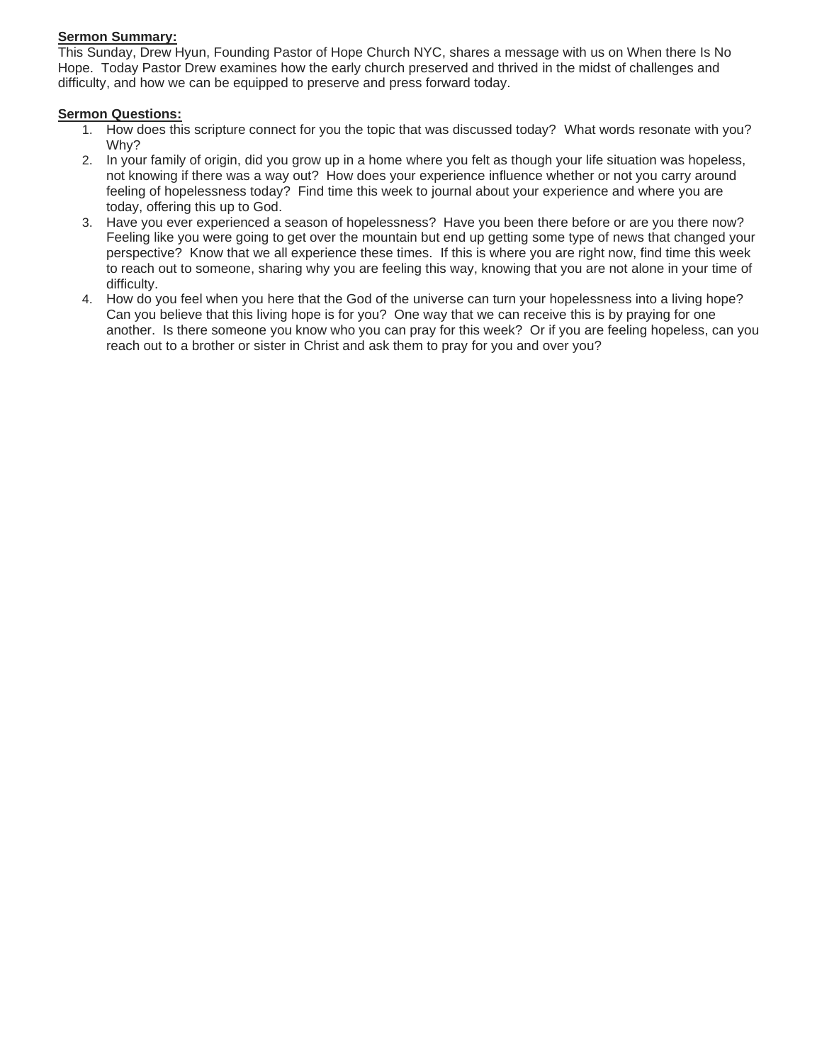**Sermon Summary:**

This Sunday, Drew Hyun, Founding Pastor of Hope Church NYC, shares a message with us on When there Is No Hope. Today Pastor Drew examines how the early church preserved and thrived in the midst of challenges and difficulty, and how we can be equipped to preserve and press forward today.

**Sermon Questions:**

1. How does this scripture connect for you the topic that was discussed today? What words resonate with you? Why?
2. In your family of origin, did you grow up in a home where you felt as though your life situation was hopeless, not knowing if there was a way out? How does your experience influence whether or not you carry around feeling of hopelessness today? Find time this week to journal about your experience and where you are today, offering this up to God.
3. Have you ever experienced a season of hopelessness? Have you been there before or are you there now? Feeling like you were going to get over the mountain but end up getting some type of news that changed your perspective? Know that we all experience these times. If this is where you are right now, find time this week to reach out to someone, sharing why you are feeling this way, knowing that you are not alone in your time of difficulty.
4. How do you feel when you here that the God of the universe can turn your hopelessness into a living hope? Can you believe that this living hope is for you? One way that we can receive this is by praying for one another. Is there someone you know who you can pray for this week? Or if you are feeling hopeless, can you reach out to a brother or sister in Christ and ask them to pray for you and over you?